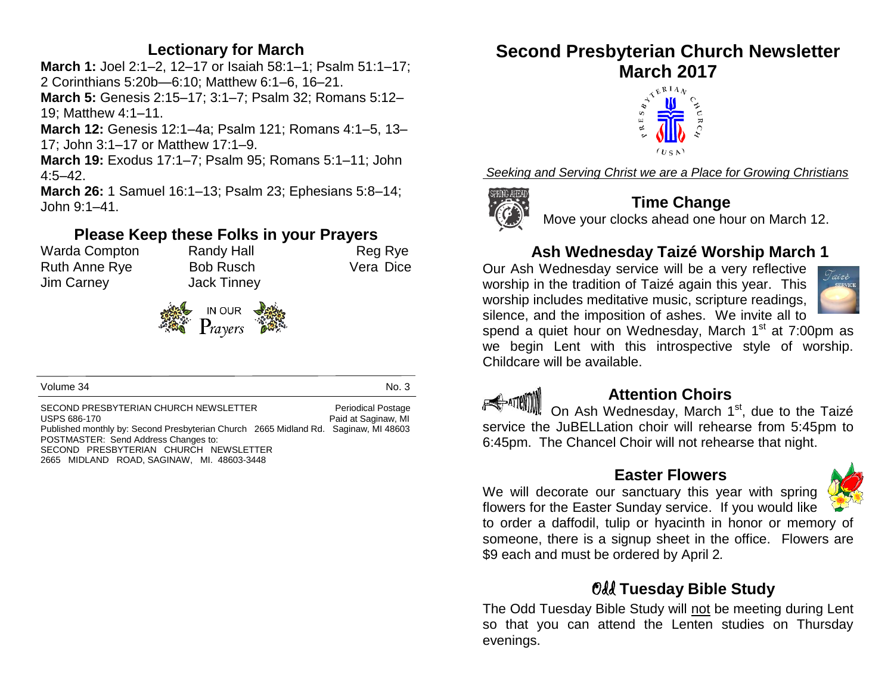## Lectionary for March

**March 1:** Joel 2:1–2, 12–17 or Isaiah 58:1–1; Psalm 51:1–17; 2 Corinthians 5:20b—6:10; Matthew 6:1–6, 16–21.
**March 5:** Genesis 2:15–17; 3:1–7; Psalm 32; Romans 5:12–19; Matthew 4:1–11.
**March 12:** Genesis 12:1–4a; Psalm 121; Romans 4:1–5, 13–17; John 3:1–17 or Matthew 17:1–9.
**March 19:** Exodus 17:1–7; Psalm 95; Romans 5:1–11; John 4:5–42.
**March 26:** 1 Samuel 16:1–13; Psalm 23; Ephesians 5:8–14; John 9:1–41.

## Please Keep these Folks in your Prayers

| | | |
|---|---|---|
| Warda Compton | Randy Hall | Reg Rye |
| Ruth Anne Rye | Bob Rusch | Vera Dice |
| Jim Carney | Jack Tinney | |

IN OUR Prayers

Volume 34 No. 3

SECOND PRESBYTERIAN CHURCH NEWSLETTER Periodical Postage
USPS 686-170 Paid at Saginaw, MI
Published monthly by: Second Presbyterian Church 2665 Midland Rd. Saginaw, MI 48603
POSTMASTER: Send Address Changes to:
SECOND PRESBYTERIAN CHURCH NEWSLETTER
2665 MIDLAND ROAD, SAGINAW, MI. 48603-3448

# Second Presbyterian Church Newsletter March 2017

*Seeking and Serving Christ we are a Place for Growing Christians*

## Time Change

Move your clocks ahead one hour on March 12.

## Ash Wednesday Taizé Worship March 1

Our Ash Wednesday service will be a very reflective worship in the tradition of Taizé again this year. This worship includes meditative music, scripture readings, silence, and the imposition of ashes. We invite all to spend a quiet hour on Wednesday, March 1st at 7:00pm as we begin Lent with this introspective style of worship. Childcare will be available.

## Attention Choirs

On Ash Wednesday, March 1st, due to the Taizé service the JuBELLation choir will rehearse from 5:45pm to 6:45pm. The Chancel Choir will not rehearse that night.

## Easter Flowers

We will decorate our sanctuary this year with spring flowers for the Easter Sunday service. If you would like to order a daffodil, tulip or hyacinth in honor or memory of someone, there is a signup sheet in the office. Flowers are $9 each and must be ordered by April 2.

## Odd Tuesday Bible Study

The Odd Tuesday Bible Study will not be meeting during Lent so that you can attend the Lenten studies on Thursday evenings.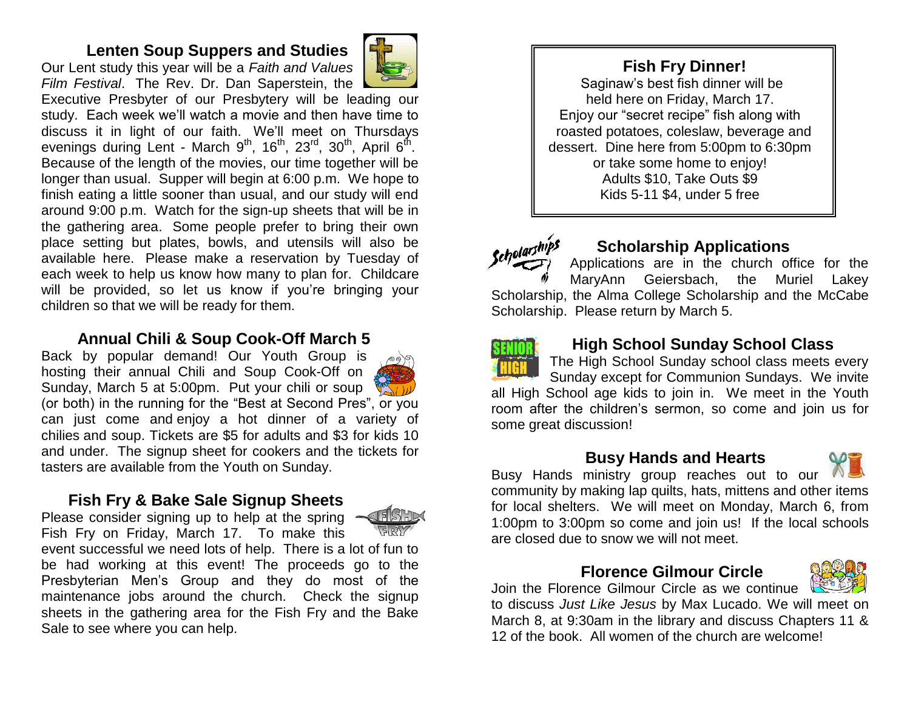## Lenten Soup Suppers and Studies

Our Lent study this year will be a *Faith and Values Film Festival*. The Rev. Dr. Dan Saperstein, the Executive Presbyter of our Presbytery will be leading our study. Each week we'll watch a movie and then have time to discuss it in light of our faith. We'll meet on Thursdays evenings during Lent - March 9th, 16th, 23rd, 30th, April 6th. Because of the length of the movies, our time together will be longer than usual. Supper will begin at 6:00 p.m. We hope to finish eating a little sooner than usual, and our study will end around 9:00 p.m. Watch for the sign-up sheets that will be in the gathering area. Some people prefer to bring their own place setting but plates, bowls, and utensils will also be available here. Please make a reservation by Tuesday of each week to help us know how many to plan for. Childcare will be provided, so let us know if you're bringing your children so that we will be ready for them.

## Annual Chili & Soup Cook-Off March 5

Back by popular demand! Our Youth Group is hosting their annual Chili and Soup Cook-Off on Sunday, March 5 at 5:00pm. Put your chili or soup (or both) in the running for the "Best at Second Pres", or you can just come and enjoy a hot dinner of a variety of chilies and soup. Tickets are $5 for adults and $3 for kids 10 and under. The signup sheet for cookers and the tickets for tasters are available from the Youth on Sunday.

## Fish Fry & Bake Sale Signup Sheets

Please consider signing up to help at the spring Fish Fry on Friday, March 17. To make this event successful we need lots of help. There is a lot of fun to be had working at this event! The proceeds go to the Presbyterian Men's Group and they do most of the maintenance jobs around the church. Check the signup sheets in the gathering area for the Fish Fry and the Bake Sale to see where you can help.

## Fish Fry Dinner!

Saginaw's best fish dinner will be held here on Friday, March 17. Enjoy our "secret recipe" fish along with roasted potatoes, coleslaw, beverage and dessert. Dine here from 5:00pm to 6:30pm or take some home to enjoy!
Adults $10, Take Outs $9
Kids 5-11 $4, under 5 free

## Scholarship Applications

Applications are in the church office for the MaryAnn Geiersbach, the Muriel Lakey Scholarship, the Alma College Scholarship and the McCabe Scholarship. Please return by March 5.

## High School Sunday School Class

The High School Sunday school class meets every Sunday except for Communion Sundays. We invite all High School age kids to join in. We meet in the Youth room after the children's sermon, so come and join us for some great discussion!

## Busy Hands and Hearts

Busy Hands ministry group reaches out to our community by making lap quilts, hats, mittens and other items for local shelters. We will meet on Monday, March 6, from 1:00pm to 3:00pm so come and join us! If the local schools are closed due to snow we will not meet.

## Florence Gilmour Circle

Join the Florence Gilmour Circle as we continue to discuss *Just Like Jesus* by Max Lucado. We will meet on March 8, at 9:30am in the library and discuss Chapters 11 & 12 of the book. All women of the church are welcome!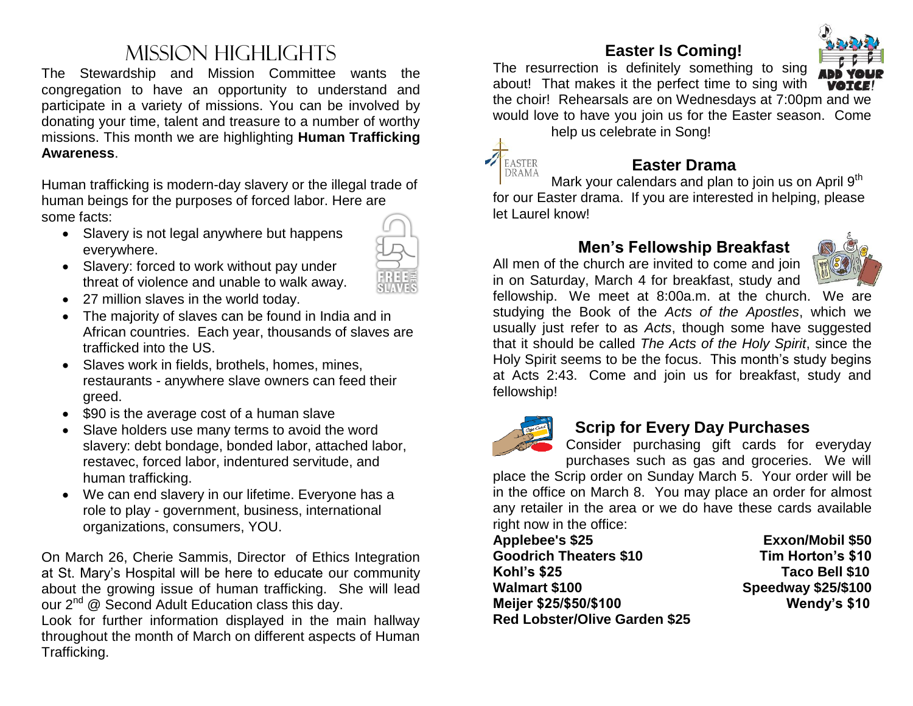# Mission Highlights

The Stewardship and Mission Committee wants the congregation to have an opportunity to understand and participate in a variety of missions. You can be involved by donating your time, talent and treasure to a number of worthy missions. This month we are highlighting **Human Trafficking Awareness**.

Human trafficking is modern-day slavery or the illegal trade of human beings for the purposes of forced labor. Here are some facts:

- Slavery is not legal anywhere but happens everywhere.
- Slavery: forced to work without pay under threat of violence and unable to walk away.
- 27 million slaves in the world today.
- The majority of slaves can be found in India and in African countries. Each year, thousands of slaves are trafficked into the US.
- Slaves work in fields, brothels, homes, mines, restaurants - anywhere slave owners can feed their greed.
- $90 is the average cost of a human slave
- Slave holders use many terms to avoid the word slavery: debt bondage, bonded labor, attached labor, restavec, forced labor, indentured servitude, and human trafficking.
- We can end slavery in our lifetime. Everyone has a role to play - government, business, international organizations, consumers, YOU.

On March 26, Cherie Sammis, Director of Ethics Integration at St. Mary's Hospital will be here to educate our community about the growing issue of human trafficking. She will lead our 2nd @ Second Adult Education class this day.

Look for further information displayed in the main hallway throughout the month of March on different aspects of Human Trafficking.

## Easter Is Coming!

The resurrection is definitely something to sing about! That makes it the perfect time to sing with the choir! Rehearsals are on Wednesdays at 7:00pm and we would love to have you join us for the Easter season. Come help us celebrate in Song!

## Easter Drama

Mark your calendars and plan to join us on April 9th for our Easter drama. If you are interested in helping, please let Laurel know!

## Men's Fellowship Breakfast

All men of the church are invited to come and join in on Saturday, March 4 for breakfast, study and fellowship. We meet at 8:00a.m. at the church. We are studying the Book of the *Acts of the Apostles*, which we usually just refer to as *Acts*, though some have suggested that it should be called *The Acts of the Holy Spirit*, since the Holy Spirit seems to be the focus. This month's study begins at Acts 2:43. Come and join us for breakfast, study and fellowship!

## Scrip for Every Day Purchases

Consider purchasing gift cards for everyday purchases such as gas and groceries. We will place the Scrip order on Sunday March 5. Your order will be in the office on March 8. You may place an order for almost any retailer in the area or we do have these cards available right now in the office:

**Applebee's $25**
**Goodrich Theaters $10**
**Kohl's $25**
**Walmart $100**
**Meijer $25/$50/$100**
**Red Lobster/Olive Garden $25**
**Exxon/Mobil $50**
**Tim Horton's $10**
**Taco Bell $10**
**Speedway $25/$100**
**Wendy's $10**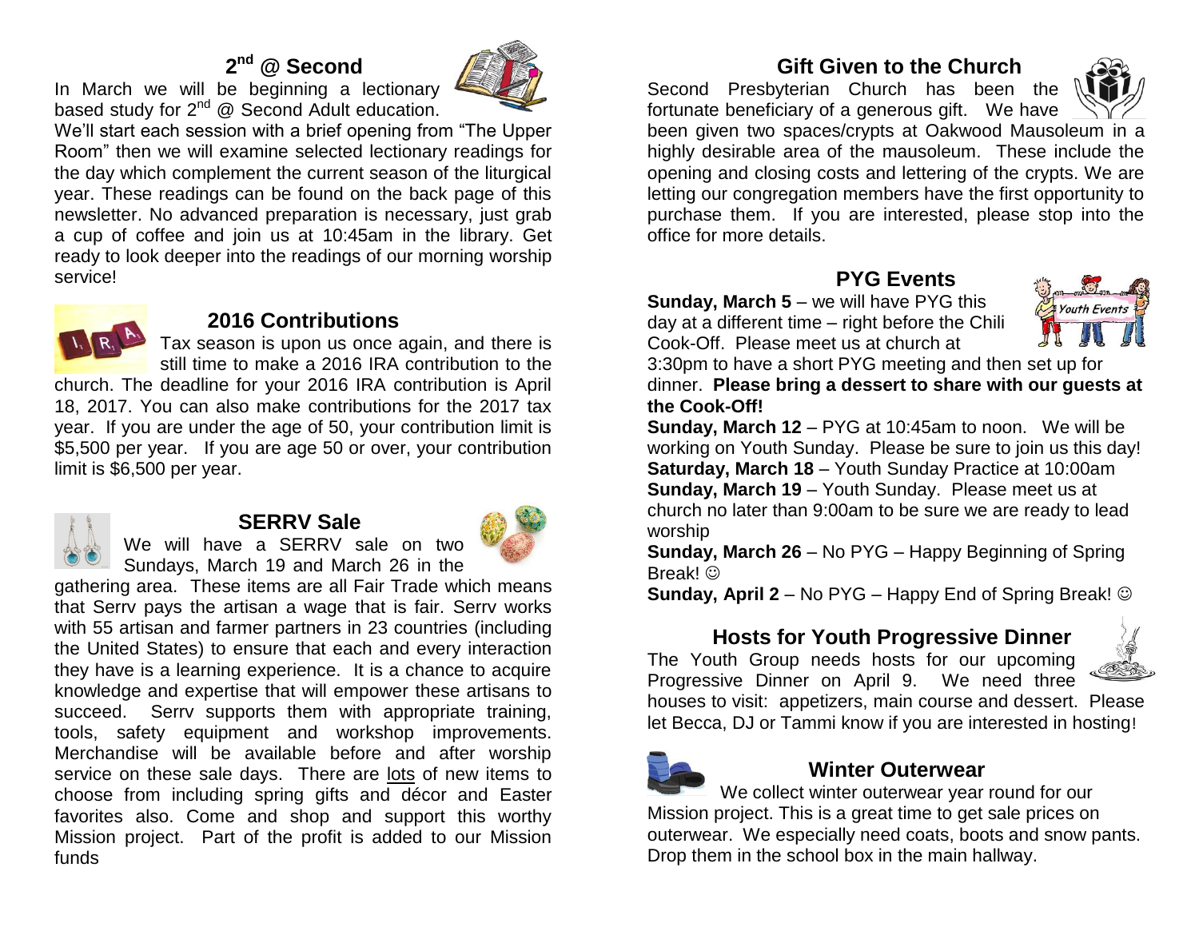## 2nd @ Second

In March we will be beginning a lectionary based study for 2nd @ Second Adult education. We'll start each session with a brief opening from "The Upper Room" then we will examine selected lectionary readings for the day which complement the current season of the liturgical year. These readings can be found on the back page of this newsletter. No advanced preparation is necessary, just grab a cup of coffee and join us at 10:45am in the library. Get ready to look deeper into the readings of our morning worship service!

## 2016 Contributions

Tax season is upon us once again, and there is still time to make a 2016 IRA contribution to the church. The deadline for your 2016 IRA contribution is April 18, 2017. You can also make contributions for the 2017 tax year. If you are under the age of 50, your contribution limit is $5,500 per year. If you are age 50 or over, your contribution limit is $6,500 per year.

## SERRV Sale

We will have a SERRV sale on two Sundays, March 19 and March 26 in the gathering area. These items are all Fair Trade which means that Serrv pays the artisan a wage that is fair. Serrv works with 55 artisan and farmer partners in 23 countries (including the United States) to ensure that each and every interaction they have is a learning experience. It is a chance to acquire knowledge and expertise that will empower these artisans to succeed. Serrv supports them with appropriate training, tools, safety equipment and workshop improvements. Merchandise will be available before and after worship service on these sale days. There are lots of new items to choose from including spring gifts and décor and Easter favorites also. Come and shop and support this worthy Mission project. Part of the profit is added to our Mission funds

## Gift Given to the Church

Second Presbyterian Church has been the fortunate beneficiary of a generous gift. We have been given two spaces/crypts at Oakwood Mausoleum in a highly desirable area of the mausoleum. These include the opening and closing costs and lettering of the crypts. We are letting our congregation members have the first opportunity to purchase them. If you are interested, please stop into the office for more details.

## PYG Events

**Sunday, March 5** – we will have PYG this day at a different time – right before the Chili Cook-Off. Please meet us at church at 3:30pm to have a short PYG meeting and then set up for dinner. **Please bring a dessert to share with our guests at the Cook-Off!**

**Sunday, March 12** – PYG at 10:45am to noon. We will be working on Youth Sunday. Please be sure to join us this day!

**Saturday, March 18** – Youth Sunday Practice at 10:00am

**Sunday, March 19** – Youth Sunday. Please meet us at church no later than 9:00am to be sure we are ready to lead worship

**Sunday, March 26** – No PYG – Happy Beginning of Spring Break! ☺

**Sunday, April 2** – No PYG – Happy End of Spring Break! ☺

## Hosts for Youth Progressive Dinner

The Youth Group needs hosts for our upcoming Progressive Dinner on April 9. We need three houses to visit: appetizers, main course and dessert. Please let Becca, DJ or Tammi know if you are interested in hosting!

## Winter Outerwear

We collect winter outerwear year round for our Mission project. This is a great time to get sale prices on outerwear. We especially need coats, boots and snow pants. Drop them in the school box in the main hallway.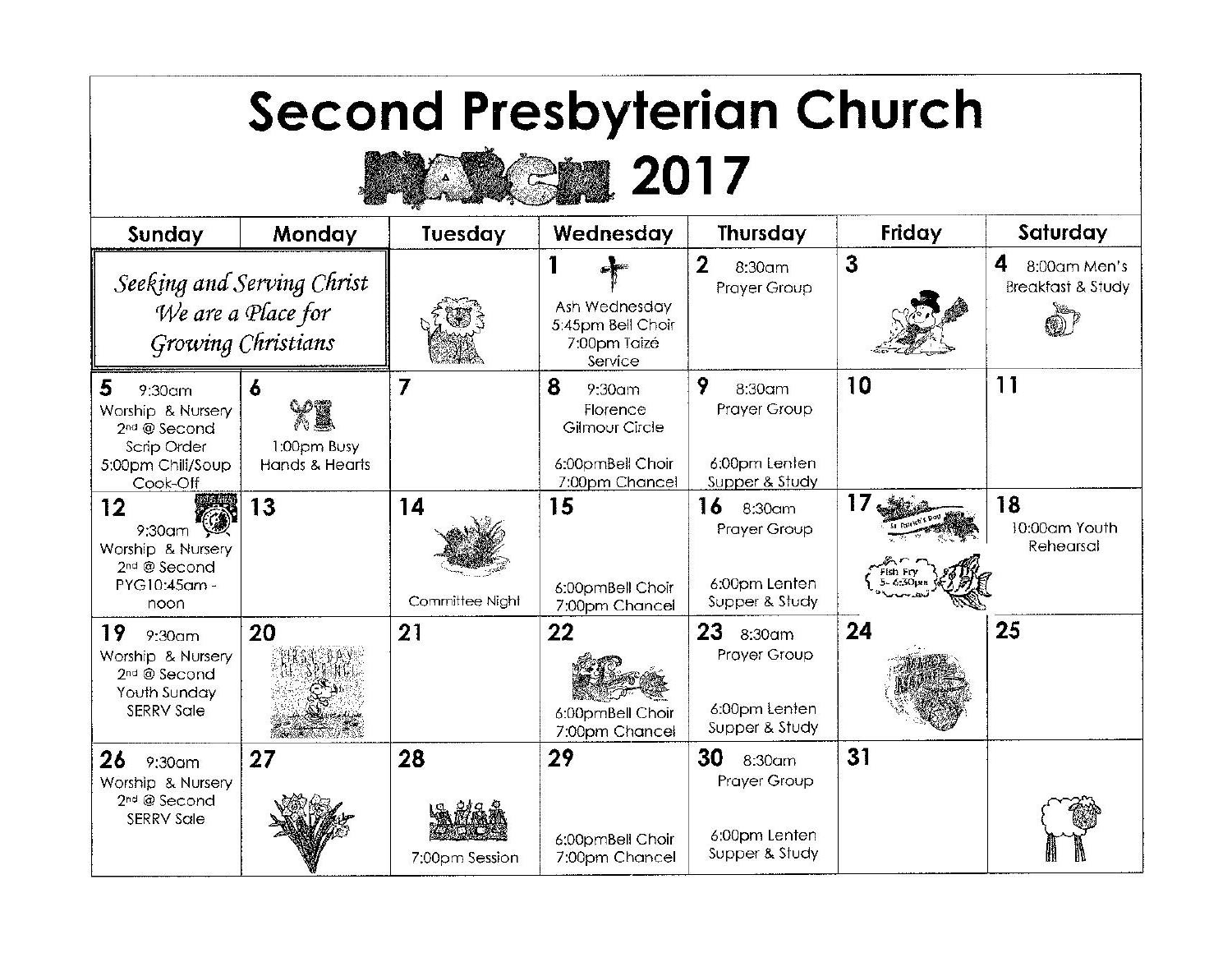# Second Presbyterian Church

## MARCH 2017

| Sunday | Monday | Tuesday | Wednesday | Thursday | Friday | Saturday |
|---|---|---|---|---|---|---|
| *Seeking and Serving Christ We are a Place for Growing Christians* | | | 1 Ash Wednesday 5:45pm Bell Choir 7:00pm Taizé Service | 2 8:30am Prayer Group | 3 | 4 8:00am Men's Breakfast & Study |
| 5 9:30am Worship & Nursery 2nd @ Second Scrip Order 5:00pm Chili/Soup Cook-Off | 6 1:00pm Busy Hands & Hearts | 7 | 8 9:30am Florence Gilmour Circle 6:00pmBell Choir 7:00pm Chancel | 9 8:30am Prayer Group 6:00pm Lenten Supper & Study | 10 | 11 |
| 12 9:30am Worship & Nursery 2nd @ Second PYG10:45am - noon | 13 | 14 Committee Night | 15 6:00pmBell Choir 7:00pm Chancel | 16 8:30am Prayer Group 6:00pm Lenten Supper & Study | 17 St Patrick's Day Fish Fry 5- 6:30pm | 18 10:00am Youth Rehearsal |
| 19 9:30am Worship & Nursery 2nd @ Second Youth Sunday SERRV Sale | 20 First Day of Spring | 21 | 22 6:00pmBell Choir 7:00pm Chancel | 23 8:30am Prayer Group 6:00pm Lenten Supper & Study | 24 | 25 |
| 26 9:30am Worship & Nursery 2nd @ Second SERRV Sale | 27 | 28 7:00pm Session | 29 6:00pmBell Choir 7:00pm Chancel | 30 8:30am Prayer Group 6:00pm Lenten Supper & Study | 31 | |